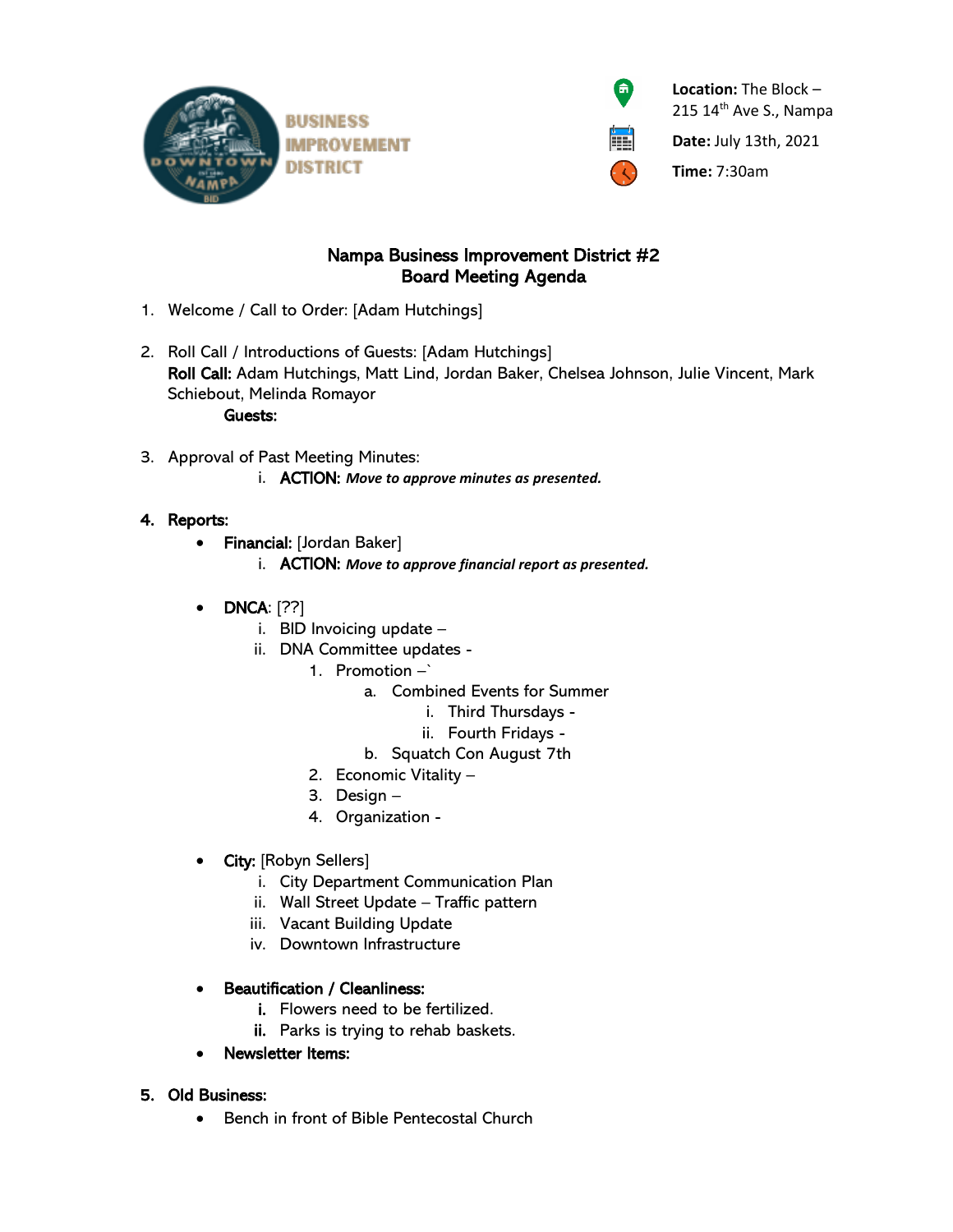BUSINESS IMPROVEMENT DISTRICT

**Location:** The Block – 215 14th Ave S., Nampa

**Date:** July 13th, 2021

**Time:** 7:30am

# Nampa Business Improvement District #2
## Board Meeting Agenda

1. Welcome / Call to Order: [Adam Hutchings]

2. Roll Call / Introductions of Guests: [Adam Hutchings]
   **Roll Call:** Adam Hutchings, Matt Lind, Jordan Baker, Chelsea Johnson, Julie Vincent, Mark Schiebout, Melinda Romayor
   **Guests:**

3. Approval of Past Meeting Minutes:
   i. **ACTION:** ***Move to approve minutes as presented.***

4. **Reports:**
   - **Financial:** [Jordan Baker]
     i. **ACTION:** ***Move to approve financial report as presented.***

   - **DNCA**: [??]
     i. BID Invoicing update –
     ii. DNA Committee updates -
        1. Promotion –`
           a. Combined Events for Summer
              i. Third Thursdays -
              ii. Fourth Fridays -
           b. Squatch Con August 7th
        2. Economic Vitality –
        3. Design –
        4. Organization -

   - **City:** [Robyn Sellers]
     i. City Department Communication Plan
     ii. Wall Street Update – Traffic pattern
     iii. Vacant Building Update
     iv. Downtown Infrastructure

   - **Beautification / Cleanliness:**
     **i.** Flowers need to be fertilized.
     **ii.** Parks is trying to rehab baskets.
   - **Newsletter Items:**

5. **Old Business:**
   - Bench in front of Bible Pentecostal Church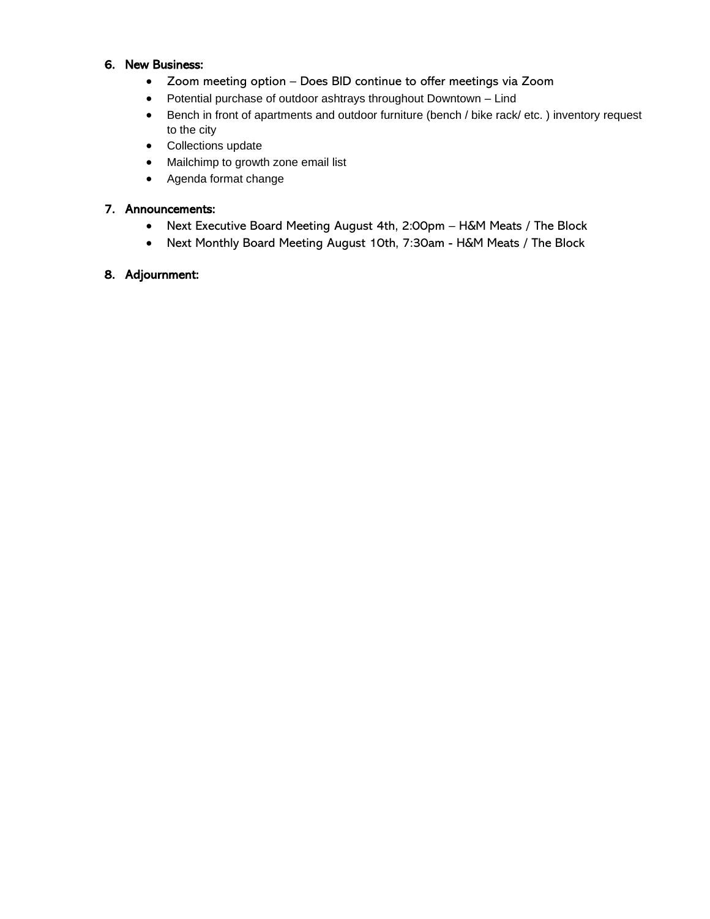6. **New Business:**
    - Zoom meeting option – Does BID continue to offer meetings via Zoom
    - Potential purchase of outdoor ashtrays throughout Downtown – Lind
    - Bench in front of apartments and outdoor furniture (bench / bike rack/ etc. ) inventory request to the city
    - Collections update
    - Mailchimp to growth zone email list
    - Agenda format change

7. **Announcements:**
    - Next Executive Board Meeting August 4th, 2:00pm – H&M Meats / The Block
    - Next Monthly Board Meeting August 10th, 7:30am - H&M Meats / The Block

8. **Adjournment:**